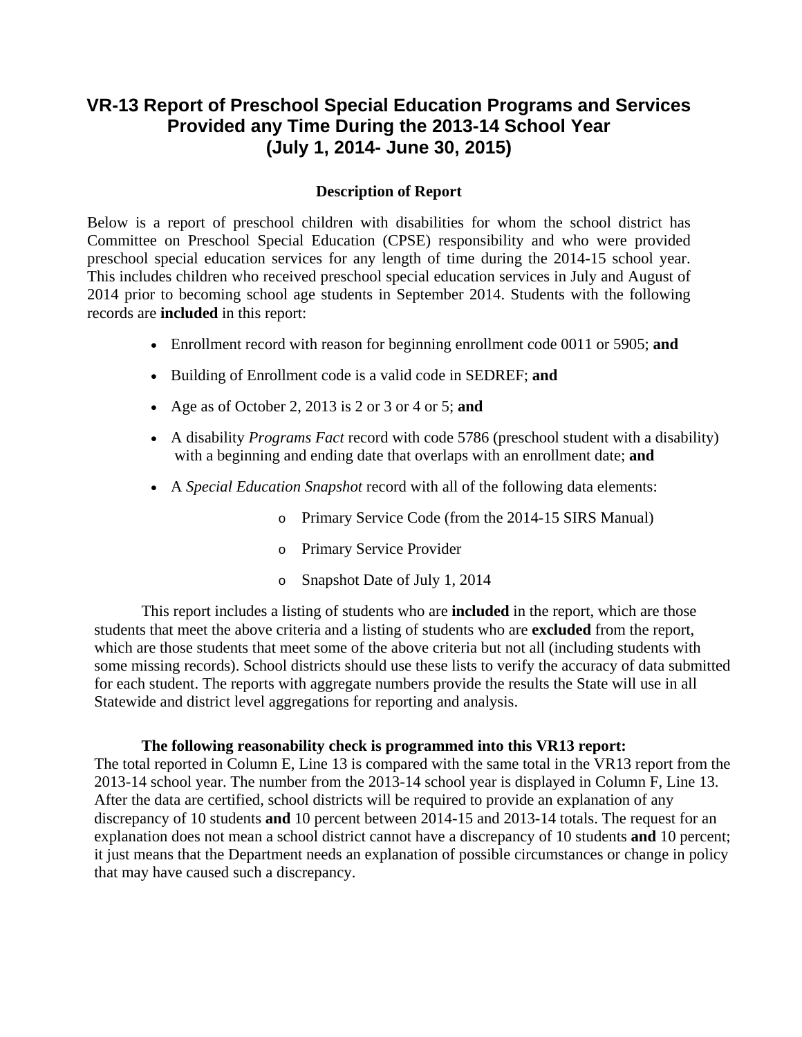# VR-13 Report of Preschool Special Education Programs and Services Provided any Time During the 2013-14 School Year (July 1, 2014- June 30, 2015)

## Description of Report

Below is a report of preschool children with disabilities for whom the school district has Committee on Preschool Special Education (CPSE) responsibility and who were provided preschool special education services for any length of time during the 2014-15 school year. This includes children who received preschool special education services in July and August of 2014 prior to becoming school age students in September 2014. Students with the following records are **included** in this report:

- Enrollment record with reason for beginning enrollment code 0011 or 5905; **and**
- Building of Enrollment code is a valid code in SEDREF; **and**
- Age as of October 2, 2013 is 2 or 3 or 4 or 5; **and**
- A disability *Programs Fact* record with code 5786 (preschool student with a disability) with a beginning and ending date that overlaps with an enrollment date; **and**
- A *Special Education Snapshot* record with all of the following data elements:
    - Primary Service Code (from the 2014-15 SIRS Manual)
    - Primary Service Provider
    - Snapshot Date of July 1, 2014

This report includes a listing of students who are **included** in the report, which are those students that meet the above criteria and a listing of students who are **excluded** from the report, which are those students that meet some of the above criteria but not all (including students with some missing records). School districts should use these lists to verify the accuracy of data submitted for each student. The reports with aggregate numbers provide the results the State will use in all Statewide and district level aggregations for reporting and analysis.

**The following reasonability check is programmed into this VR13 report:**

The total reported in Column E, Line 13 is compared with the same total in the VR13 report from the 2013-14 school year. The number from the 2013-14 school year is displayed in Column F, Line 13. After the data are certified, school districts will be required to provide an explanation of any discrepancy of 10 students **and** 10 percent between 2014-15 and 2013-14 totals. The request for an explanation does not mean a school district cannot have a discrepancy of 10 students **and** 10 percent; it just means that the Department needs an explanation of possible circumstances or change in policy that may have caused such a discrepancy.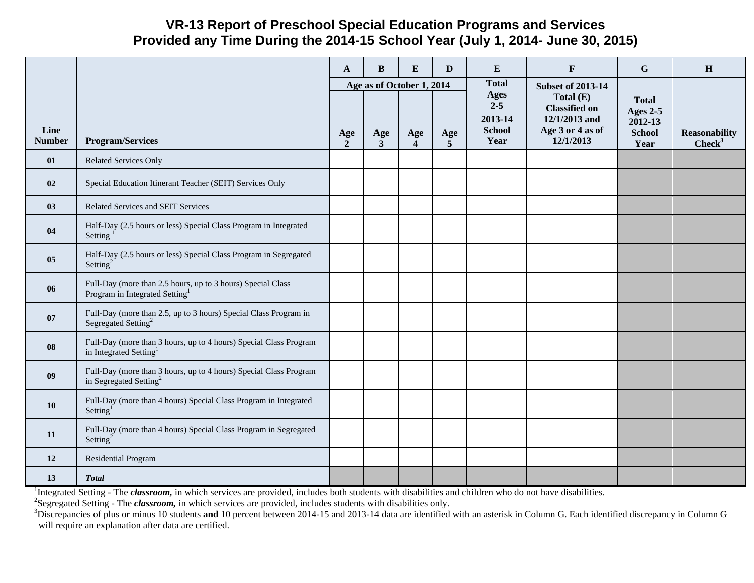# VR-13 Report of Preschool Special Education Programs and Services Provided any Time During the 2014-15 School Year (July 1, 2014- June 30, 2015)

| | | A | B | E | D | E | F | G | H |
|---|---|---|---|---|---|---|---|---|---|
| | | Age as of October 1, 2014 | | | | Total Ages 2-5 2013-14 School Year | Subset of 2013-14 Total (E) Classified on 12/1/2013 and Age 3 or 4 as of 12/1/2013 | Total Ages 2-5 2012-13 School Year | Reasonability Check[3] |
| Line Number | Program/Services | Age 2 | Age 3 | Age 4 | Age 5 | | | | |
| 01 | Related Services Only | | | | | | | | |
| 02 | Special Education Itinerant Teacher (SEIT) Services Only | | | | | | | | |
| 03 | Related Services and SEIT Services | | | | | | | | |
| 04 | Half-Day (2.5 hours or less) Special Class Program in Integrated Setting [1] | | | | | | | | |
| 05 | Half-Day (2.5 hours or less) Special Class Program in Segregated Setting[2] | | | | | | | | |
| 06 | Full-Day (more than 2.5 hours, up to 3 hours) Special Class Program in Integrated Setting[1] | | | | | | | | |
| 07 | Full-Day (more than 2.5, up to 3 hours) Special Class Program in Segregated Setting[2] | | | | | | | | |
| 08 | Full-Day (more than 3 hours, up to 4 hours) Special Class Program in Integrated Setting[1] | | | | | | | | |
| 09 | Full-Day (more than 3 hours, up to 4 hours) Special Class Program in Segregated Setting[2] | | | | | | | | |
| 10 | Full-Day (more than 4 hours) Special Class Program in Integrated Setting[1] | | | | | | | | |
| 11 | Full-Day (more than 4 hours) Special Class Program in Segregated Setting[2] | | | | | | | | |
| 12 | Residential Program | | | | | | | | |
| 13 | ***Total*** | | | | | | | | |

[1]Integrated Setting - The ***classroom,*** in which services are provided, includes both students with disabilities and children who do not have disabilities.

[2]Segregated Setting - The ***classroom,*** in which services are provided, includes students with disabilities only.

[3]Discrepancies of plus or minus 10 students **and** 10 percent between 2014-15 and 2013-14 data are identified with an asterisk in Column G. Each identified discrepancy in Column G will require an explanation after data are certified.